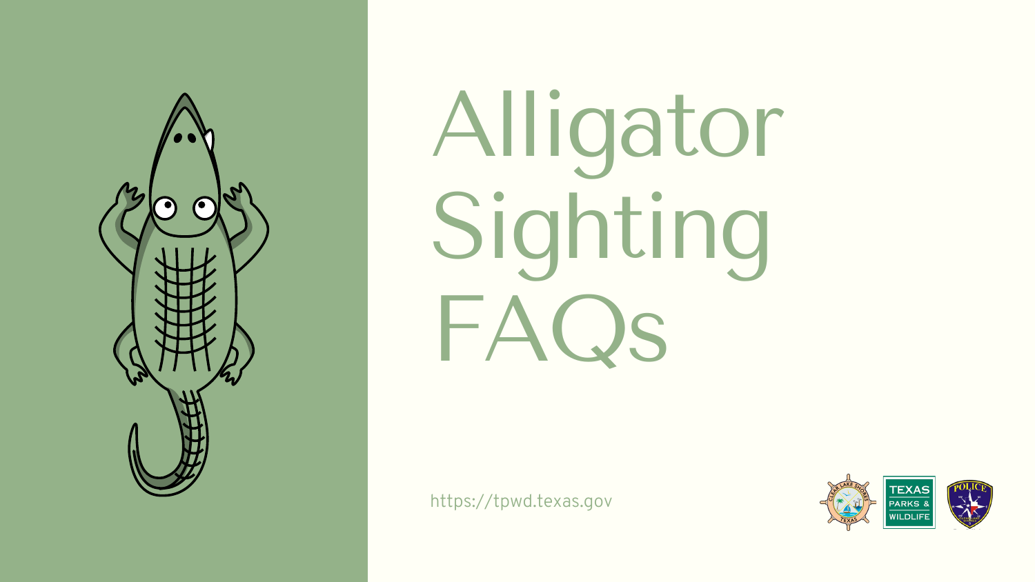# Alligator Sighting FAQs

https://tpwd.texas.gov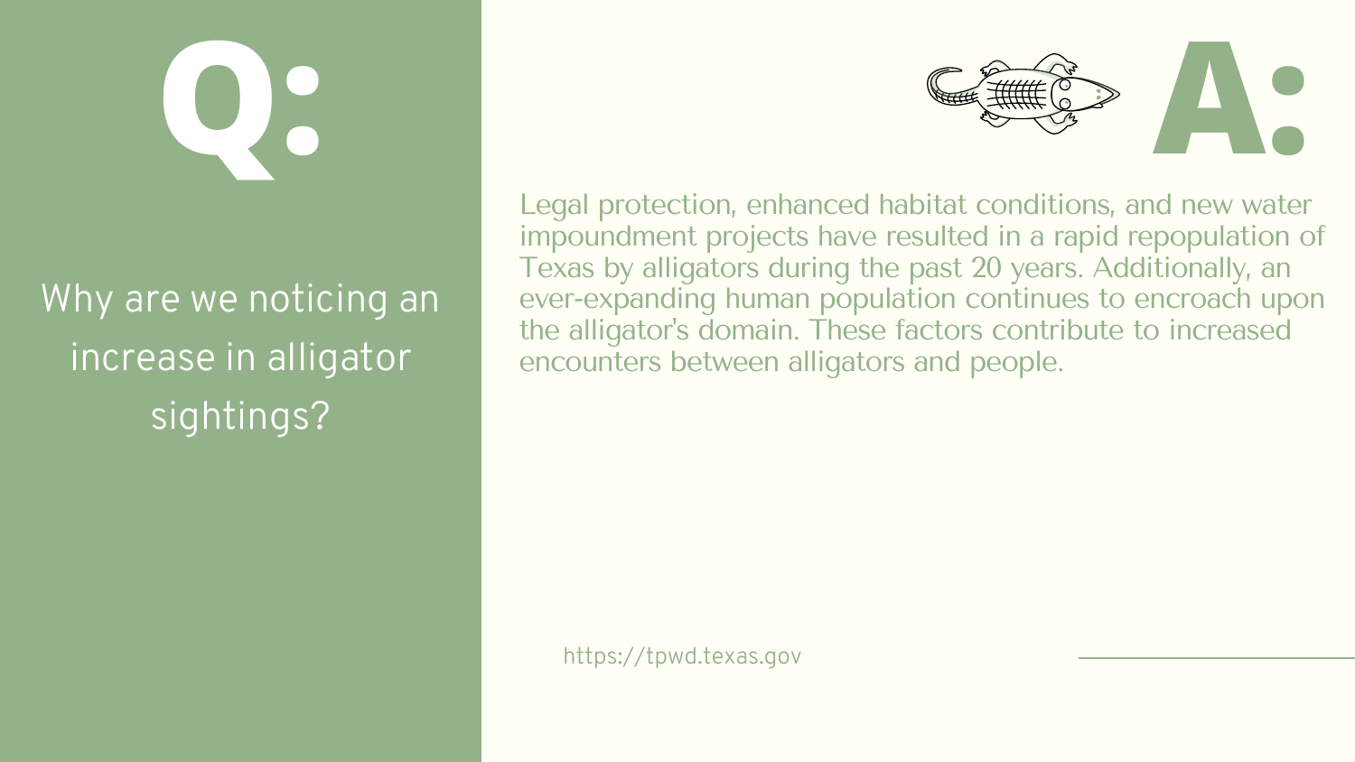# Q:

Why are we noticing an increase in alligator sightings?

# A:

Legal protection, enhanced habitat conditions, and new water impoundment projects have resulted in a rapid repopulation of Texas by alligators during the past 20 years. Additionally, an ever-expanding human population continues to encroach upon the alligator's domain. These factors contribute to increased encounters between alligators and people.

https://tpwd.texas.gov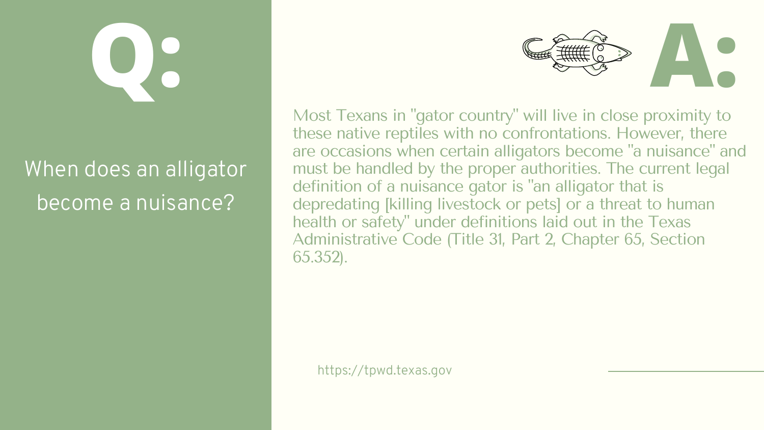# Q:

When does an alligator become a nuisance?

# A:

Most Texans in "gator country" will live in close proximity to these native reptiles with no confrontations. However, there are occasions when certain alligators become "a nuisance" and must be handled by the proper authorities. The current legal definition of a nuisance gator is "an alligator that is depredating [killing livestock or pets] or a threat to human health or safety" under definitions laid out in the Texas Administrative Code (Title 31, Part 2, Chapter 65, Section 65.352).

https://tpwd.texas.gov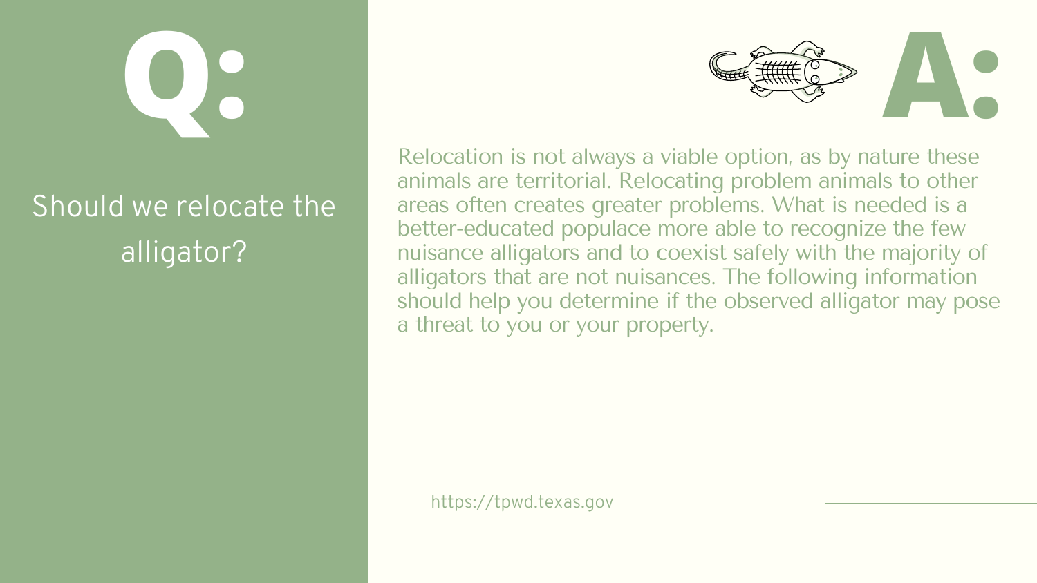# Q:

Should we relocate the alligator?

# A:

Relocation is not always a viable option, as by nature these animals are territorial. Relocating problem animals to other areas often creates greater problems. What is needed is a better-educated populace more able to recognize the few nuisance alligators and to coexist safely with the majority of alligators that are not nuisances. The following information should help you determine if the observed alligator may pose a threat to you or your property.

https://tpwd.texas.gov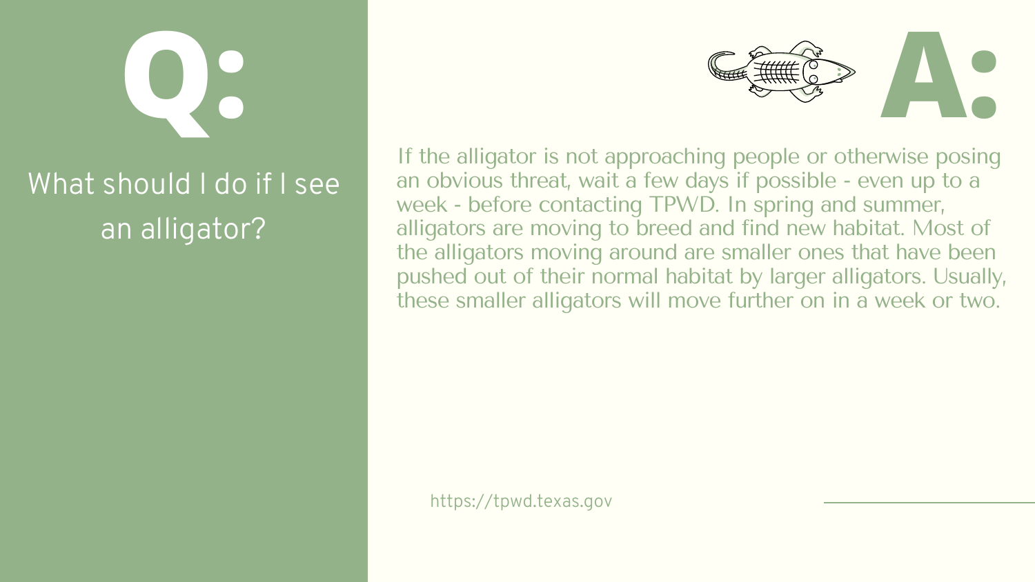# Q:

What should I do if I see an alligator?

# A:

If the alligator is not approaching people or otherwise posing an obvious threat, wait a few days if possible - even up to a week - before contacting TPWD. In spring and summer, alligators are moving to breed and find new habitat. Most of the alligators moving around are smaller ones that have been pushed out of their normal habitat by larger alligators. Usually, these smaller alligators will move further on in a week or two.

https://tpwd.texas.gov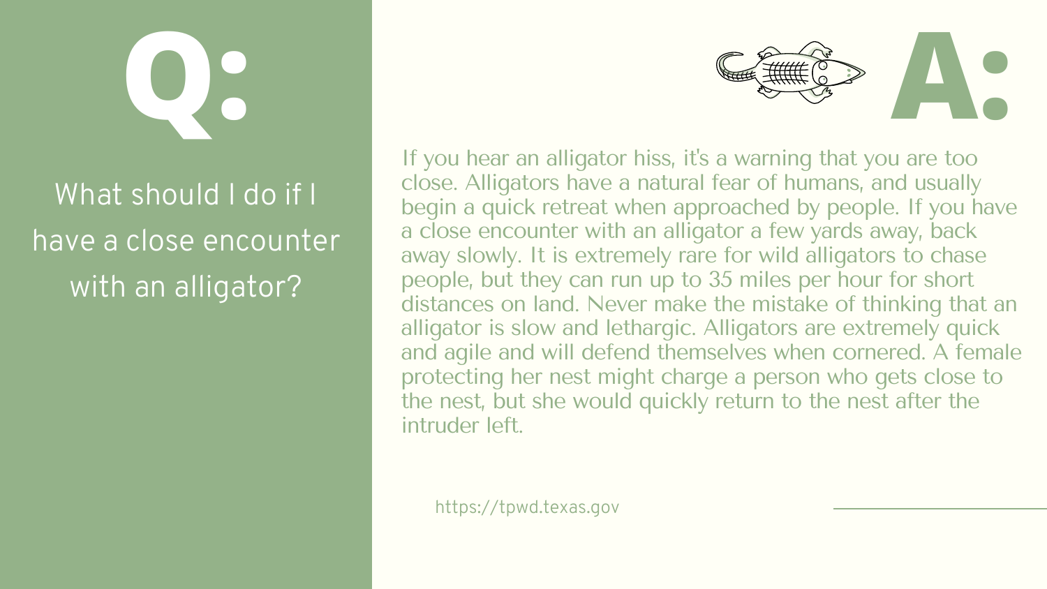# Q:

What should I do if I have a close encounter with an alligator?

# A:

If you hear an alligator hiss, it's a warning that you are too close. Alligators have a natural fear of humans, and usually begin a quick retreat when approached by people. If you have a close encounter with an alligator a few yards away, back away slowly. It is extremely rare for wild alligators to chase people, but they can run up to 35 miles per hour for short distances on land. Never make the mistake of thinking that an alligator is slow and lethargic. Alligators are extremely quick and agile and will defend themselves when cornered. A female protecting her nest might charge a person who gets close to the nest, but she would quickly return to the nest after the intruder left.

https://tpwd.texas.gov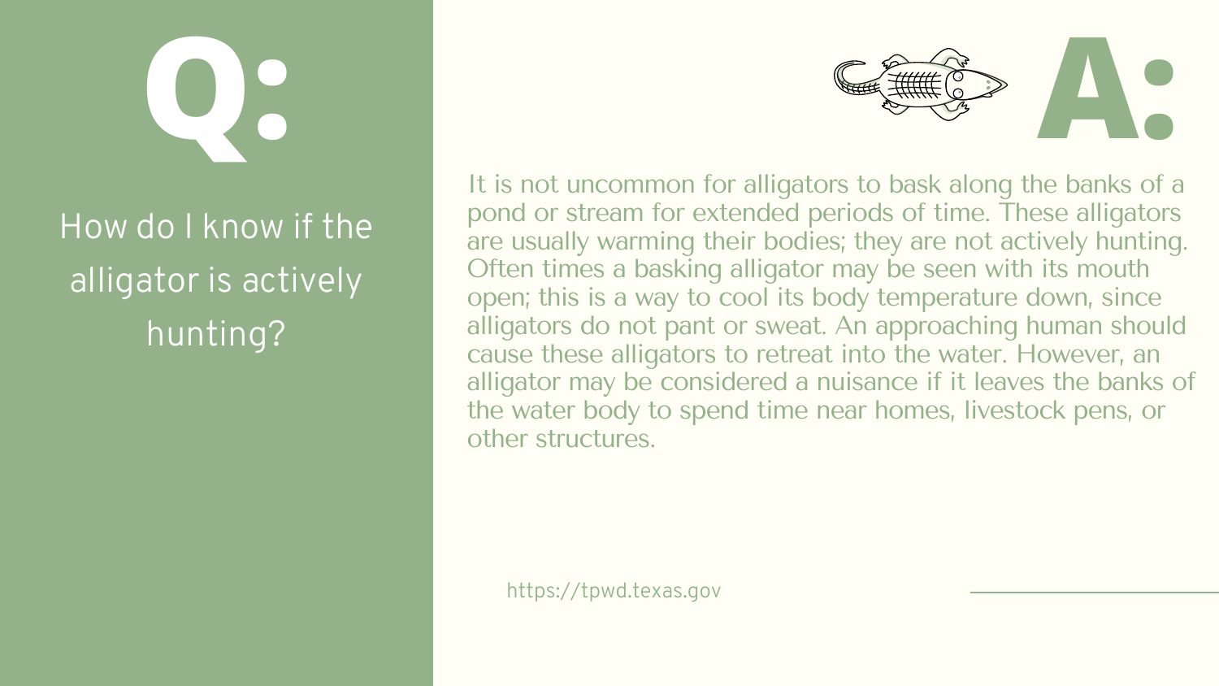# Q:

How do I know if the alligator is actively hunting?

# A:

It is not uncommon for alligators to bask along the banks of a pond or stream for extended periods of time. These alligators are usually warming their bodies; they are not actively hunting. Often times a basking alligator may be seen with its mouth open; this is a way to cool its body temperature down, since alligators do not pant or sweat. An approaching human should cause these alligators to retreat into the water. However, an alligator may be considered a nuisance if it leaves the banks of the water body to spend time near homes, livestock pens, or other structures.

https://tpwd.texas.gov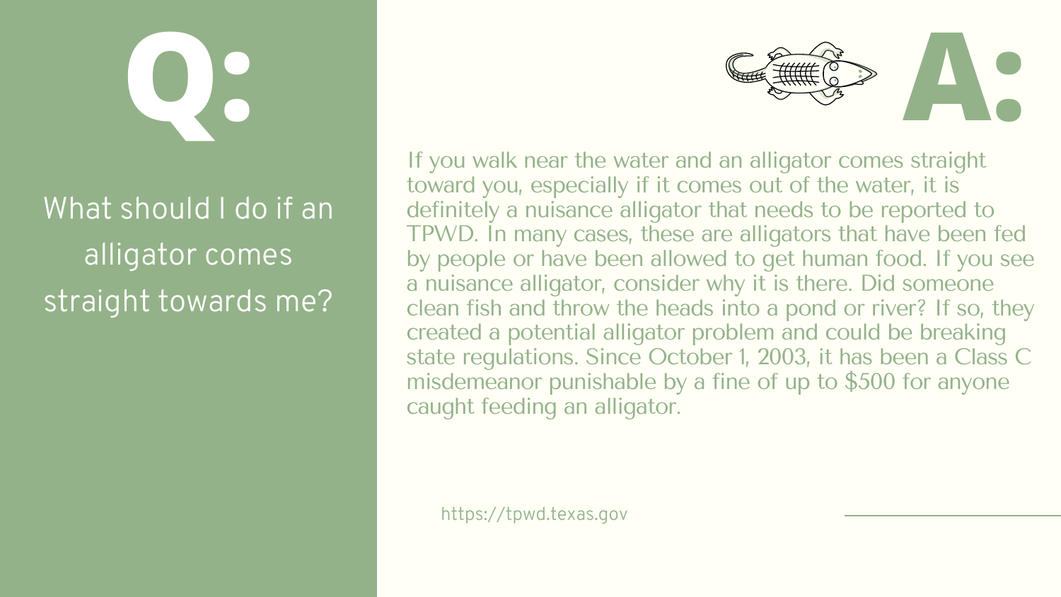# Q:

What should I do if an alligator comes straight towards me?

# A:

If you walk near the water and an alligator comes straight toward you, especially if it comes out of the water, it is definitely a nuisance alligator that needs to be reported to TPWD. In many cases, these are alligators that have been fed by people or have been allowed to get human food. If you see a nuisance alligator, consider why it is there. Did someone clean fish and throw the heads into a pond or river? If so, they created a potential alligator problem and could be breaking state regulations. Since October 1, 2003, it has been a Class C misdemeanor punishable by a fine of up to $500 for anyone caught feeding an alligator.

https://tpwd.texas.gov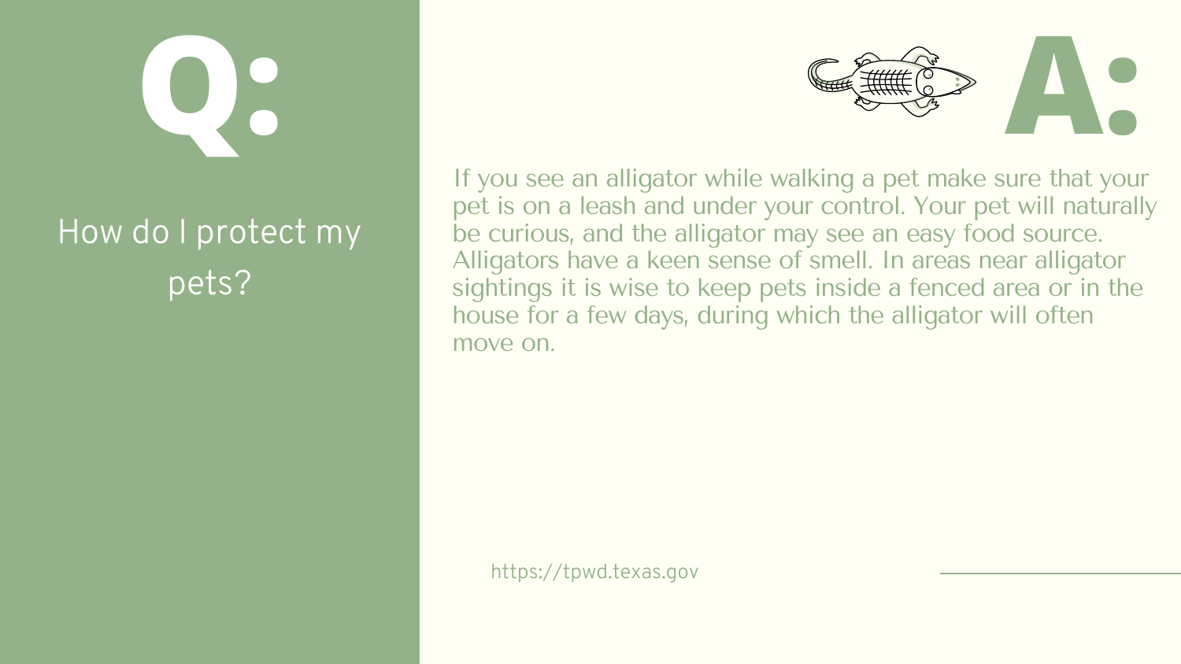# Q:

How do I protect my pets?

# A:

If you see an alligator while walking a pet make sure that your pet is on a leash and under your control. Your pet will naturally be curious, and the alligator may see an easy food source. Alligators have a keen sense of smell. In areas near alligator sightings it is wise to keep pets inside a fenced area or in the house for a few days, during which the alligator will often move on.

https://tpwd.texas.gov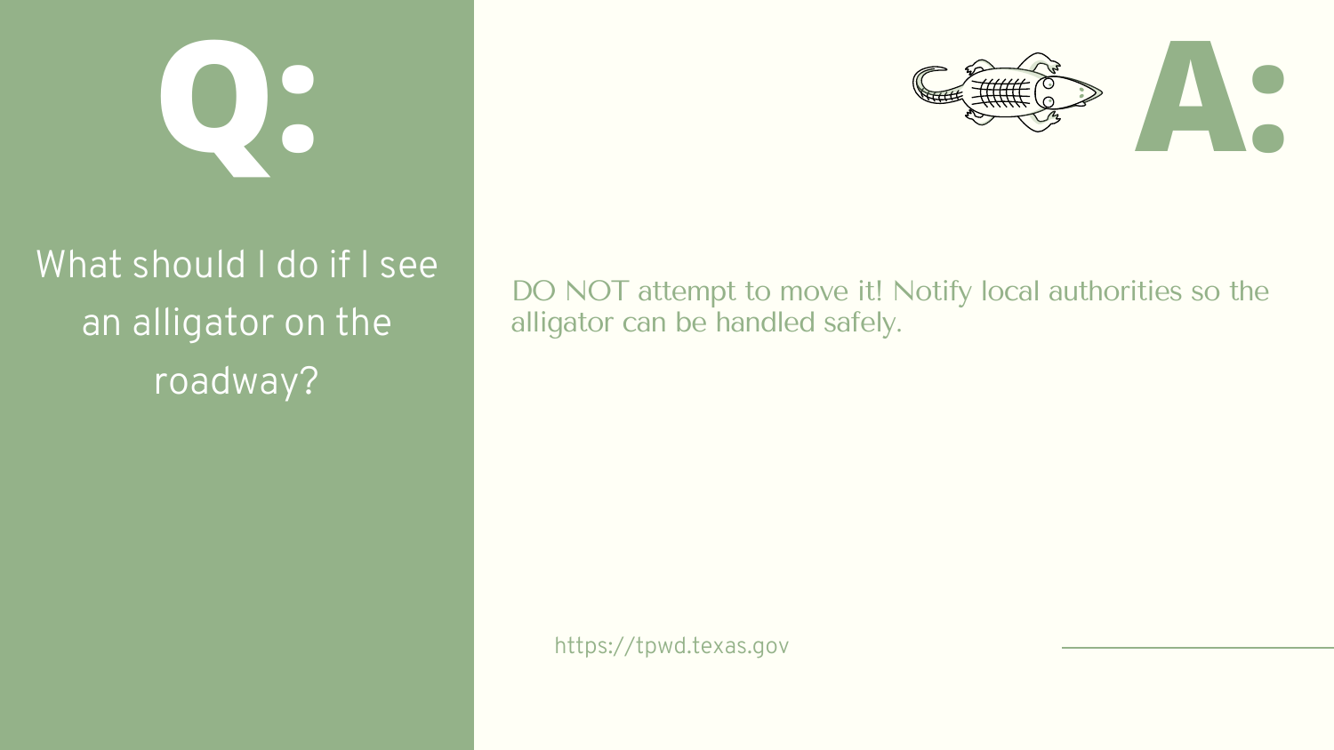# Q:

What should I do if I see an alligator on the roadway?

# A:

DO NOT attempt to move it! Notify local authorities so the alligator can be handled safely.

https://tpwd.texas.gov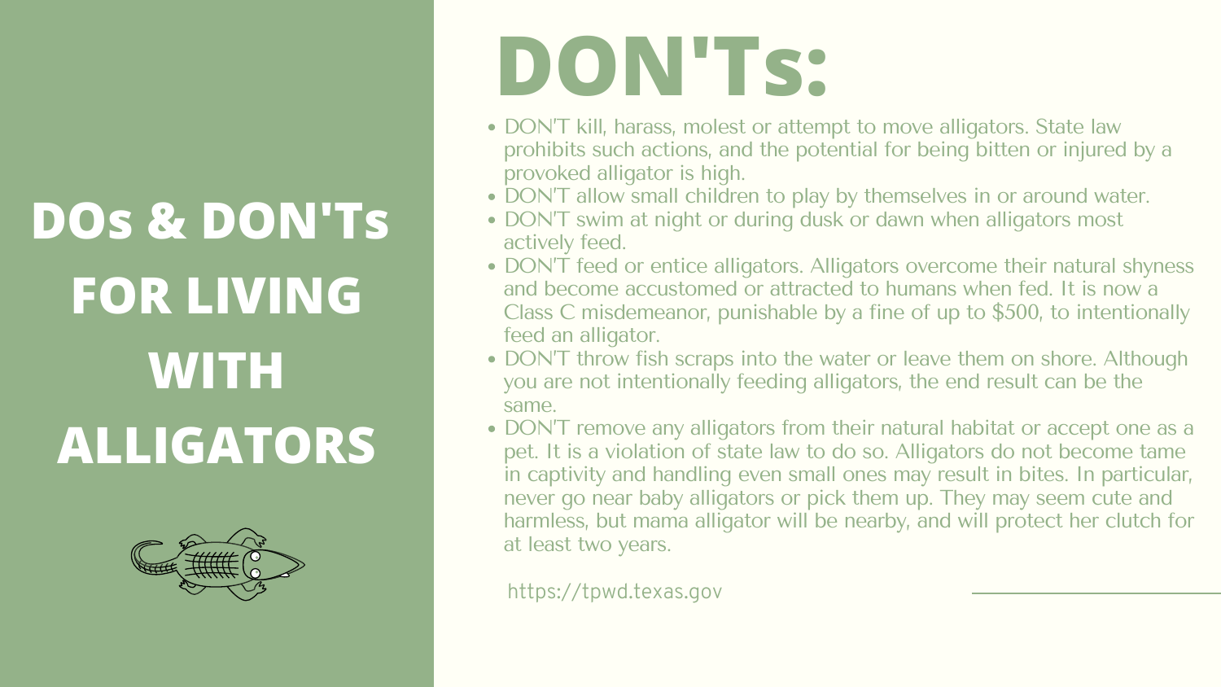# DOs & DON'Ts FOR LIVING WITH ALLIGATORS

## DON'Ts:

- DON'T kill, harass, molest or attempt to move alligators. State law prohibits such actions, and the potential for being bitten or injured by a provoked alligator is high.
- DON'T allow small children to play by themselves in or around water.
- DON'T swim at night or during dusk or dawn when alligators most actively feed.
- DON'T feed or entice alligators. Alligators overcome their natural shyness and become accustomed or attracted to humans when fed. It is now a Class C misdemeanor, punishable by a fine of up to $500, to intentionally feed an alligator.
- DON'T throw fish scraps into the water or leave them on shore. Although you are not intentionally feeding alligators, the end result can be the same.
- DON'T remove any alligators from their natural habitat or accept one as a pet. It is a violation of state law to do so. Alligators do not become tame in captivity and handling even small ones may result in bites. In particular, never go near baby alligators or pick them up. They may seem cute and harmless, but mama alligator will be nearby, and will protect her clutch for at least two years.

https://tpwd.texas.gov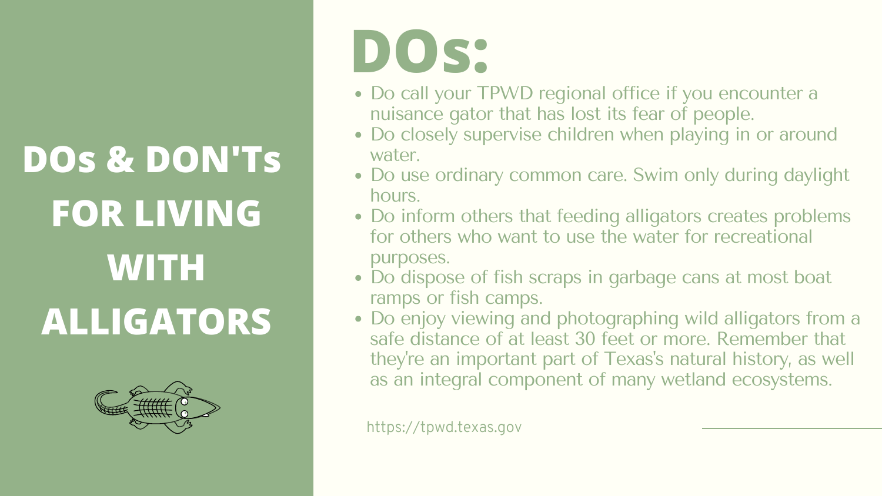# DOs & DON'Ts FOR LIVING WITH ALLIGATORS

## DOs:

- Do call your TPWD regional office if you encounter a nuisance gator that has lost its fear of people.
- Do closely supervise children when playing in or around water.
- Do use ordinary common care. Swim only during daylight hours.
- Do inform others that feeding alligators creates problems for others who want to use the water for recreational purposes.
- Do dispose of fish scraps in garbage cans at most boat ramps or fish camps.
- Do enjoy viewing and photographing wild alligators from a safe distance of at least 30 feet or more. Remember that they're an important part of Texas's natural history, as well as an integral component of many wetland ecosystems.

https://tpwd.texas.gov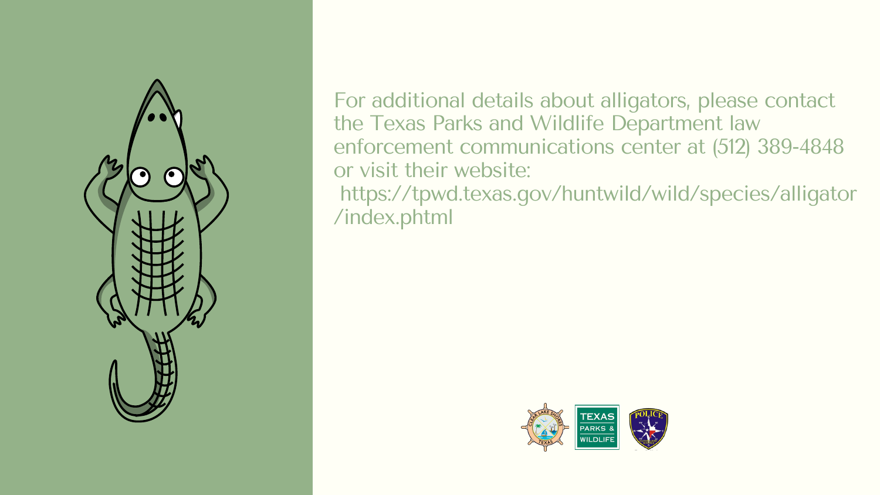For additional details about alligators, please contact the Texas Parks and Wildlife Department law enforcement communications center at (512) 389-4848 or visit their website:
https://tpwd.texas.gov/huntwild/wild/species/alligator/index.phtml